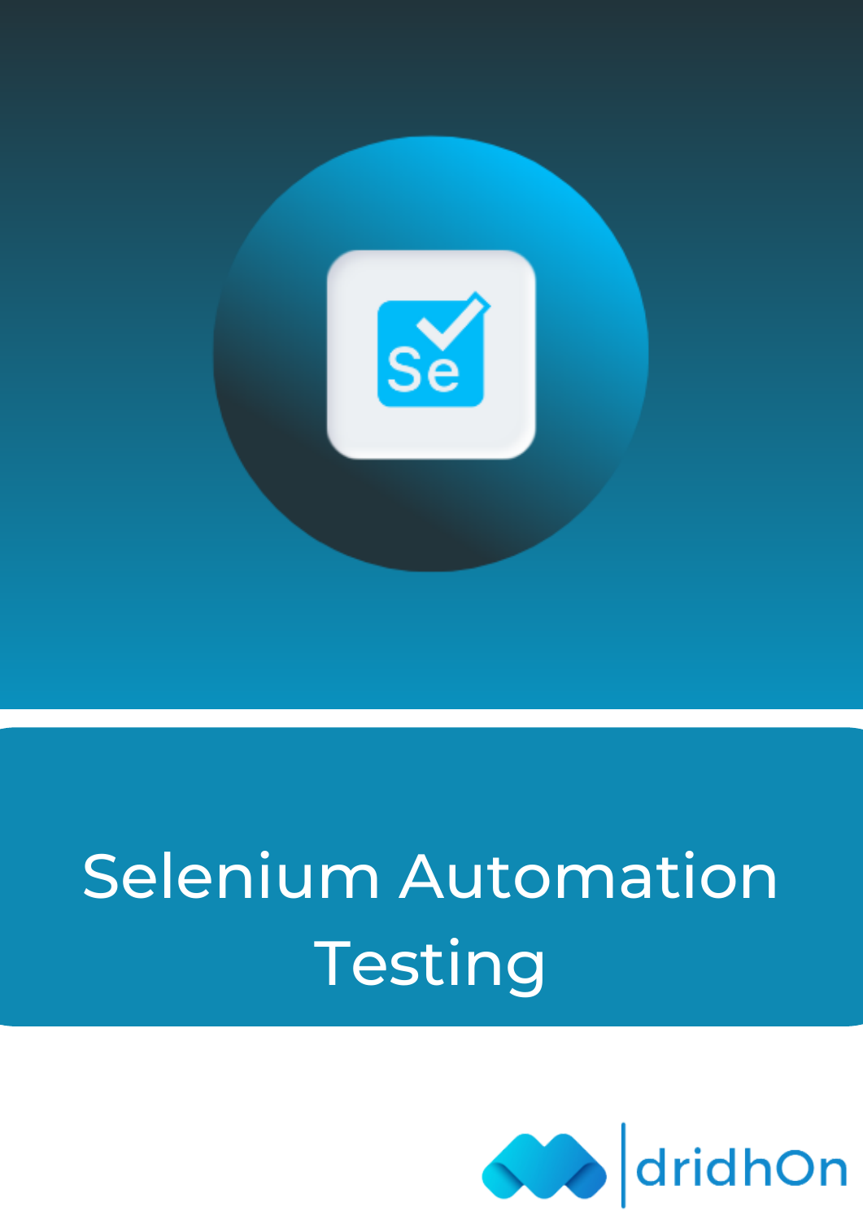# Selenium Automation Testing

dridhOn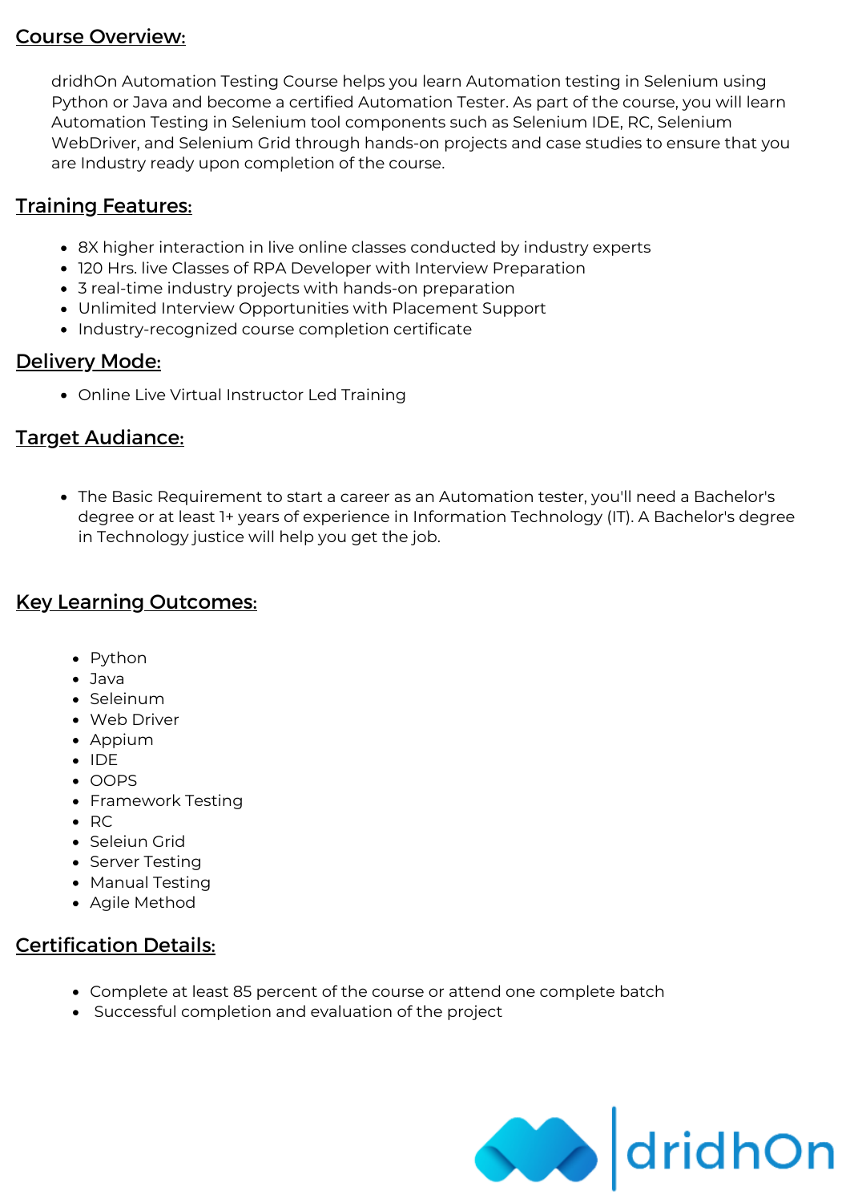## Course Overview:

dridhOn Automation Testing Course helps you learn Automation testing in Selenium using Python or Java and become a certified Automation Tester. As part of the course, you will learn Automation Testing in Selenium tool components such as Selenium IDE, RC, Selenium WebDriver, and Selenium Grid through hands-on projects and case studies to ensure that you are Industry ready upon completion of the course.

## Training Features:

- 8X higher interaction in live online classes conducted by industry experts
- 120 Hrs. live Classes of RPA Developer with Interview Preparation
- 3 real-time industry projects with hands-on preparation
- Unlimited Interview Opportunities with Placement Support
- Industry-recognized course completion certificate

## Delivery Mode:

- Online Live Virtual Instructor Led Training

## Target Audiance:

- The Basic Requirement to start a career as an Automation tester, you'll need a Bachelor's degree or at least 1+ years of experience in Information Technology (IT). A Bachelor's degree in Technology justice will help you get the job.

## Key Learning Outcomes:

- Python
- Java
- Seleinum
- Web Driver
- Appium
- IDE
- OOPS
- Framework Testing
- RC
- Seleiun Grid
- Server Testing
- Manual Testing
- Agile Method

## Certification Details:

- Complete at least 85 percent of the course or attend one complete batch
- Successful completion and evaluation of the project

dridhOn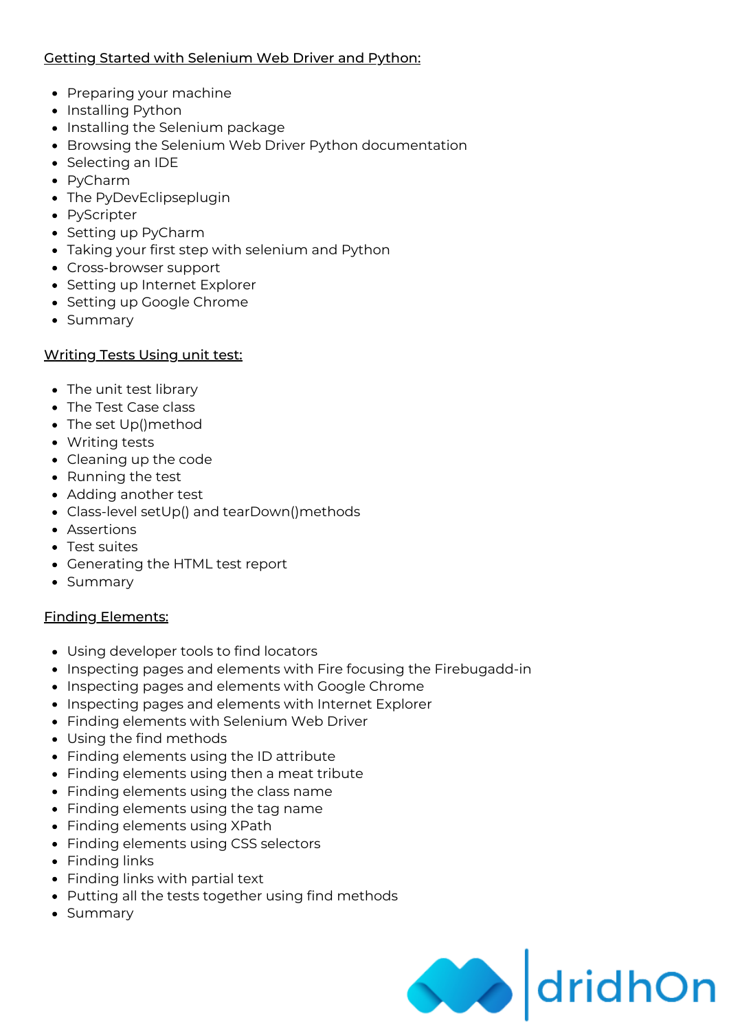## Getting Started with Selenium Web Driver and Python:

- Preparing your machine
- Installing Python
- Installing the Selenium package
- Browsing the Selenium Web Driver Python documentation
- Selecting an IDE
- PyCharm
- The PyDevEclipseplugin
- PyScripter
- Setting up PyCharm
- Taking your first step with selenium and Python
- Cross-browser support
- Setting up Internet Explorer
- Setting up Google Chrome
- Summary

## Writing Tests Using unit test:

- The unit test library
- The Test Case class
- The set Up()method
- Writing tests
- Cleaning up the code
- Running the test
- Adding another test
- Class-level setUp() and tearDown()methods
- Assertions
- Test suites
- Generating the HTML test report
- Summary

## Finding Elements:

- Using developer tools to find locators
- Inspecting pages and elements with Fire focusing the Firebugadd-in
- Inspecting pages and elements with Google Chrome
- Inspecting pages and elements with Internet Explorer
- Finding elements with Selenium Web Driver
- Using the find methods
- Finding elements using the ID attribute
- Finding elements using then a meat tribute
- Finding elements using the class name
- Finding elements using the tag name
- Finding elements using XPath
- Finding elements using CSS selectors
- Finding links
- Finding links with partial text
- Putting all the tests together using find methods
- Summary

dridhOn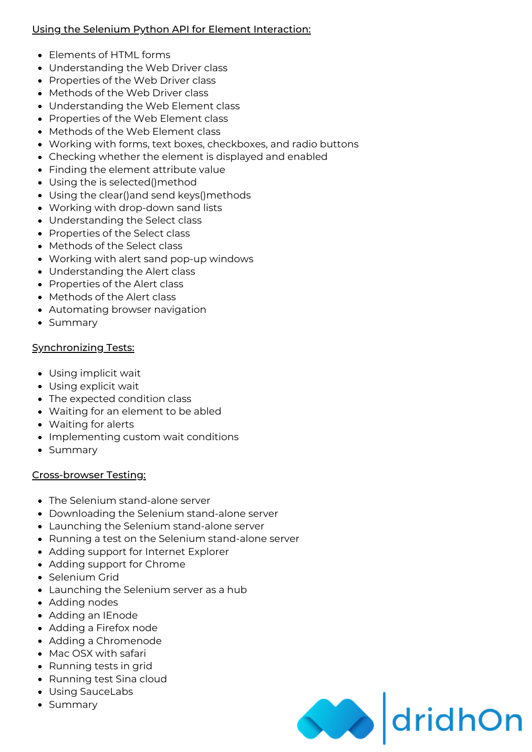<u>Using the Selenium Python API for Element Interaction:</u>

- Elements of HTML forms
- Understanding the Web Driver class
- Properties of the Web Driver class
- Methods of the Web Driver class
- Understanding the Web Element class
- Properties of the Web Element class
- Methods of the Web Element class
- Working with forms, text boxes, checkboxes, and radio buttons
- Checking whether the element is displayed and enabled
- Finding the element attribute value
- Using the is selected()method
- Using the clear()and send keys()methods
- Working with drop-down sand lists
- Understanding the Select class
- Properties of the Select class
- Methods of the Select class
- Working with alert sand pop-up windows
- Understanding the Alert class
- Properties of the Alert class
- Methods of the Alert class
- Automating browser navigation
- Summary

<u>Synchronizing Tests:</u>

- Using implicit wait
- Using explicit wait
- The expected condition class
- Waiting for an element to be abled
- Waiting for alerts
- Implementing custom wait conditions
- Summary

<u>Cross-browser Testing:</u>

- The Selenium stand-alone server
- Downloading the Selenium stand-alone server
- Launching the Selenium stand-alone server
- Running a test on the Selenium stand-alone server
- Adding support for Internet Explorer
- Adding support for Chrome
- Selenium Grid
- Launching the Selenium server as a hub
- Adding nodes
- Adding an IEnode
- Adding a Firefox node
- Adding a Chromenode
- Mac OSX with safari
- Running tests in grid
- Running test Sina cloud
- Using SauceLabs
- Summary